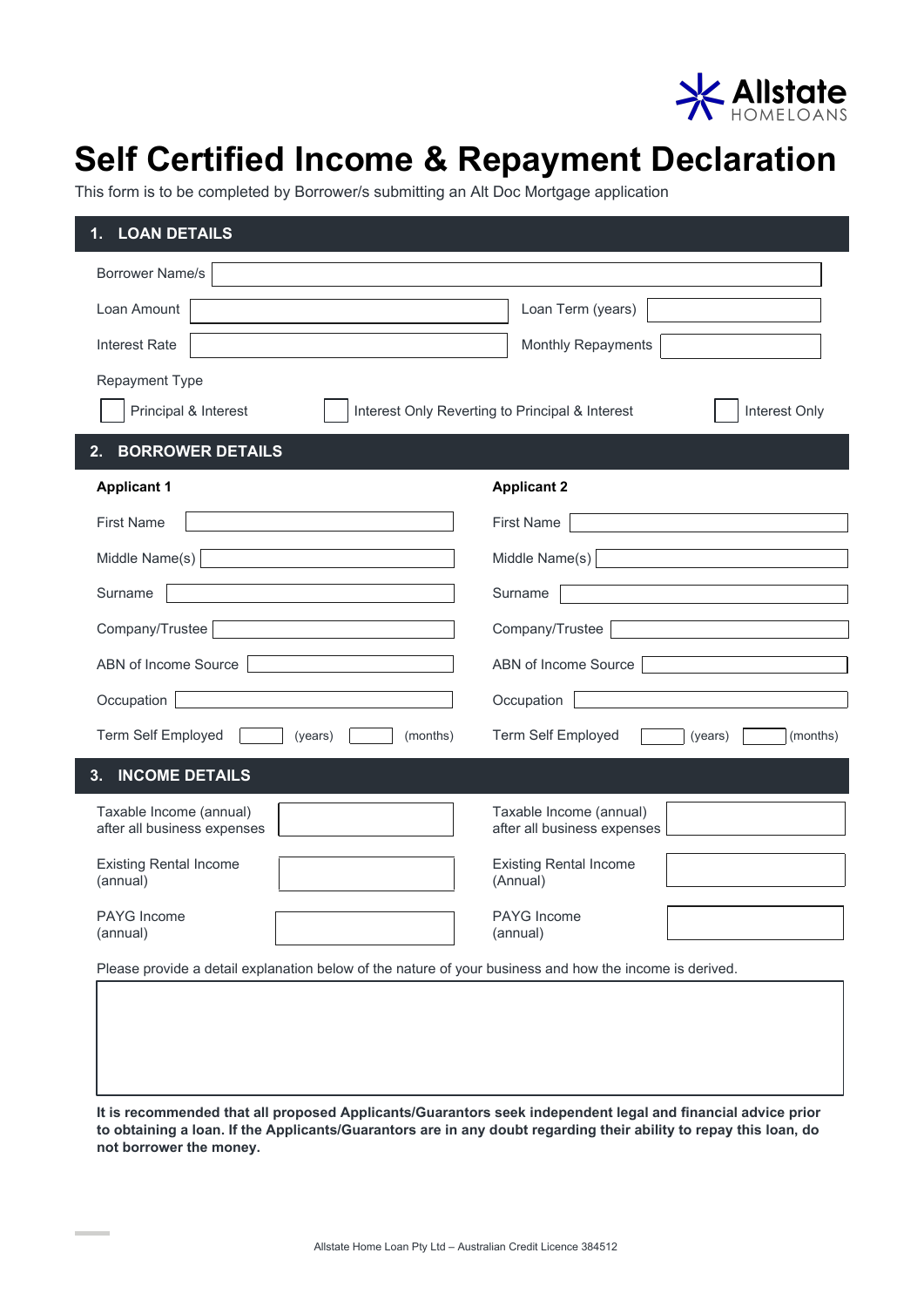Allstate HOMELOANS

# Self Certified Income & Repayment Declaration

This form is to be completed by Borrower/s submitting an Alt Doc Mortgage application

## 1. LOAN DETAILS

Borrower Name/s

| | | | |
|---|---|---|---|
| Loan Amount | | Loan Term (years) | |
| Interest Rate | | Monthly Repayments | |

Repayment Type

☐ Principal & Interest ☐ Interest Only Reverting to Principal & Interest ☐ Interest Only

## 2. BORROWER DETAILS

| **Applicant 1** | | **Applicant 2** | |
|---|---|---|---|
| First Name | | First Name | |
| Middle Name(s) | | Middle Name(s) | |
| Surname | | Surname | |
| Company/Trustee | | Company/Trustee | |
| ABN of Income Source | | ABN of Income Source | |
| Occupation | | Occupation | |
| Term Self Employed | (years) (months) | Term Self Employed | (years) (months) |

## 3. INCOME DETAILS

| | | | |
|---|---|---|---|
| Taxable Income (annual) after all business expenses | | Taxable Income (annual) after all business expenses | |
| Existing Rental Income (annual) | | Existing Rental Income (Annual) | |
| PAYG Income (annual) | | PAYG Income (annual) | |

Please provide a detail explanation below of the nature of your business and how the income is derived.

**It is recommended that all proposed Applicants/Guarantors seek independent legal and financial advice prior to obtaining a loan. If the Applicants/Guarantors are in any doubt regarding their ability to repay this loan, do not borrower the money.**

Allstate Home Loan Pty Ltd – Australian Credit Licence 384512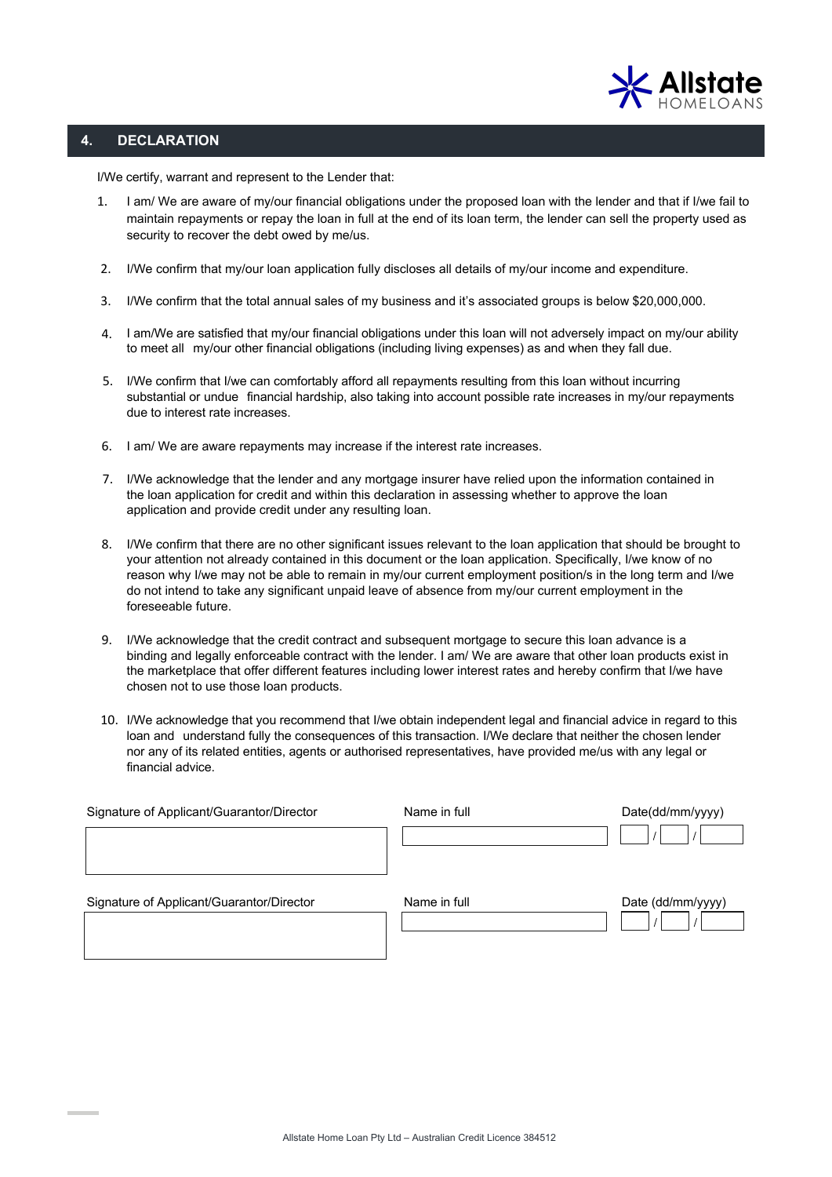## 4. DECLARATION

I/We certify, warrant and represent to the Lender that:

1. I am/ We are aware of my/our financial obligations under the proposed loan with the lender and that if I/we fail to maintain repayments or repay the loan in full at the end of its loan term, the lender can sell the property used as security to recover the debt owed by me/us.
2. I/We confirm that my/our loan application fully discloses all details of my/our income and expenditure.
3. I/We confirm that the total annual sales of my business and it's associated groups is below $20,000,000.
4. I am/We are satisfied that my/our financial obligations under this loan will not adversely impact on my/our ability to meet all my/our other financial obligations (including living expenses) as and when they fall due.
5. I/We confirm that I/we can comfortably afford all repayments resulting from this loan without incurring substantial or undue financial hardship, also taking into account possible rate increases in my/our repayments due to interest rate increases.
6. I am/ We are aware repayments may increase if the interest rate increases.
7. I/We acknowledge that the lender and any mortgage insurer have relied upon the information contained in the loan application for credit and within this declaration in assessing whether to approve the loan application and provide credit under any resulting loan.
8. I/We confirm that there are no other significant issues relevant to the loan application that should be brought to your attention not already contained in this document or the loan application. Specifically, I/we know of no reason why I/we may not be able to remain in my/our current employment position/s in the long term and I/we do not intend to take any significant unpaid leave of absence from my/our current employment in the foreseeable future.
9. I/We acknowledge that the credit contract and subsequent mortgage to secure this loan advance is a binding and legally enforceable contract with the lender. I am/ We are aware that other loan products exist in the marketplace that offer different features including lower interest rates and hereby confirm that I/we have chosen not to use those loan products.
10. I/We acknowledge that you recommend that I/we obtain independent legal and financial advice in regard to this loan and understand fully the consequences of this transaction. I/We declare that neither the chosen lender nor any of its related entities, agents or authorised representatives, have provided me/us with any legal or financial advice.

| Signature of Applicant/Guarantor/Director | Name in full | Date(dd/mm/yyyy) |
| --- | --- | --- |
| | | / / |

| Signature of Applicant/Guarantor/Director | Name in full | Date (dd/mm/yyyy) |
| --- | --- | --- |
| | | / / |

Allstate Home Loan Pty Ltd – Australian Credit Licence 384512